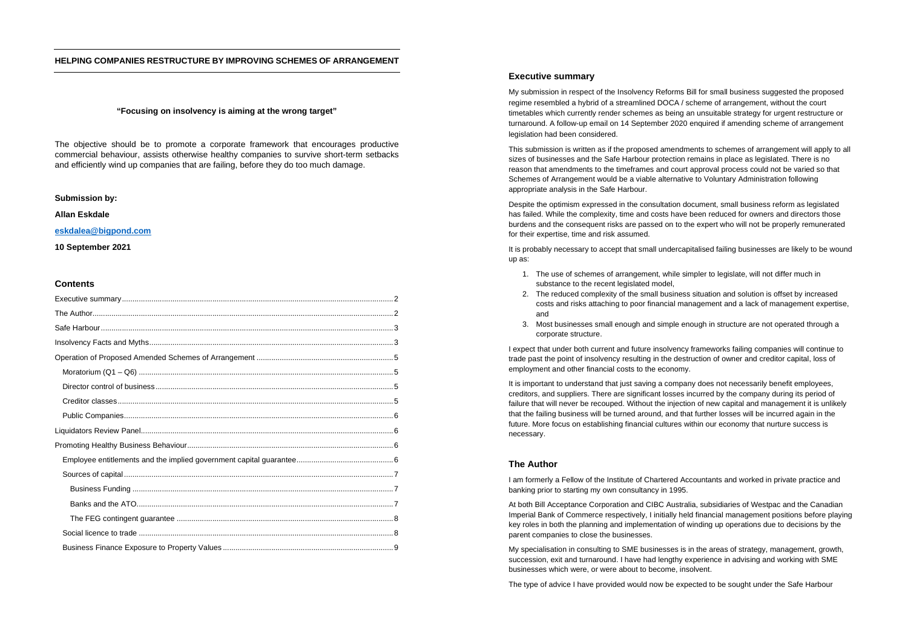# HELPING COMPANIES RESTRUCTURE BY IMPROVING SCHEMES OF ARRANGEMENT

**"Focusing on insolvency is aiming at the wrong target"**

The objective should be to promote a corporate framework that encourages productive commercial behaviour, assists otherwise healthy companies to survive short-term setbacks and efficiently wind up companies that are failing, before they do too much damage.

**Submission by:**

**Allan Eskdale**

**eskdalea@bigpond.com**

**10 September 2021**

## Contents

- Executive summary .......... 2
- The Author .......... 2
- Safe Harbour .......... 3
- Insolvency Facts and Myths .......... 3
- Operation of Proposed Amended Schemes of Arrangement .......... 5
  - Moratorium (Q1 – Q6) .......... 5
  - Director control of business .......... 5
  - Creditor classes .......... 5
  - Public Companies .......... 6
- Liquidators Review Panel .......... 6
- Promoting Healthy Business Behaviour .......... 6
  - Employee entitlements and the implied government capital guarantee .......... 6
  - Sources of capital .......... 7
    - Business Funding .......... 7
    - Banks and the ATO .......... 7
    - The FEG contingent guarantee .......... 8
  - Social licence to trade .......... 8
  - Business Finance Exposure to Property Values .......... 9

## Executive summary

My submission in respect of the Insolvency Reforms Bill for small business suggested the proposed regime resembled a hybrid of a streamlined DOCA / scheme of arrangement, without the court timetables which currently render schemes as being an unsuitable strategy for urgent restructure or turnaround. A follow-up email on 14 September 2020 enquired if amending scheme of arrangement legislation had been considered.

This submission is written as if the proposed amendments to schemes of arrangement will apply to all sizes of businesses and the Safe Harbour protection remains in place as legislated. There is no reason that amendments to the timeframes and court approval process could not be varied so that Schemes of Arrangement would be a viable alternative to Voluntary Administration following appropriate analysis in the Safe Harbour.

Despite the optimism expressed in the consultation document, small business reform as legislated has failed. While the complexity, time and costs have been reduced for owners and directors those burdens and the consequent risks are passed on to the expert who will not be properly remunerated for their expertise, time and risk assumed.

It is probably necessary to accept that small undercapitalised failing businesses are likely to be wound up as:

1. The use of schemes of arrangement, while simpler to legislate, will not differ much in substance to the recent legislated model,
2. The reduced complexity of the small business situation and solution is offset by increased costs and risks attaching to poor financial management and a lack of management expertise, and
3. Most businesses small enough and simple enough in structure are not operated through a corporate structure.

I expect that under both current and future insolvency frameworks failing companies will continue to trade past the point of insolvency resulting in the destruction of owner and creditor capital, loss of employment and other financial costs to the economy.

It is important to understand that just saving a company does not necessarily benefit employees, creditors, and suppliers. There are significant losses incurred by the company during its period of failure that will never be recouped. Without the injection of new capital and management it is unlikely that the failing business will be turned around, and that further losses will be incurred again in the future. More focus on establishing financial cultures within our economy that nurture success is necessary.

## The Author

I am formerly a Fellow of the Institute of Chartered Accountants and worked in private practice and banking prior to starting my own consultancy in 1995.

At both Bill Acceptance Corporation and CIBC Australia, subsidiaries of Westpac and the Canadian Imperial Bank of Commerce respectively, I initially held financial management positions before playing key roles in both the planning and implementation of winding up operations due to decisions by the parent companies to close the businesses.

My specialisation in consulting to SME businesses is in the areas of strategy, management, growth, succession, exit and turnaround. I have had lengthy experience in advising and working with SME businesses which were, or were about to become, insolvent.

The type of advice I have provided would now be expected to be sought under the Safe Harbour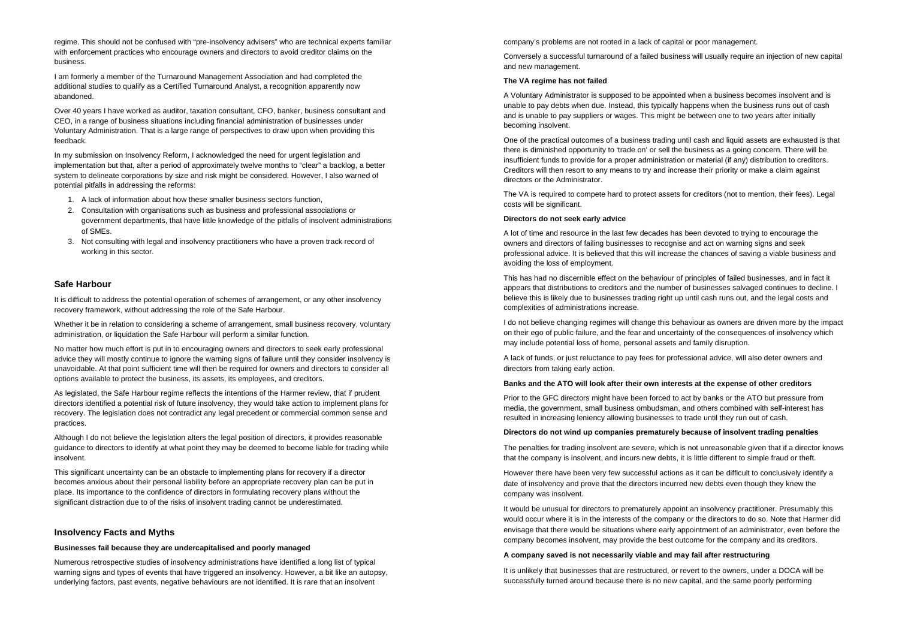regime. This should not be confused with "pre-insolvency advisers" who are technical experts familiar with enforcement practices who encourage owners and directors to avoid creditor claims on the business.

I am formerly a member of the Turnaround Management Association and had completed the additional studies to qualify as a Certified Turnaround Analyst, a recognition apparently now abandoned.

Over 40 years I have worked as auditor, taxation consultant, CFO, banker, business consultant and CEO, in a range of business situations including financial administration of businesses under Voluntary Administration. That is a large range of perspectives to draw upon when providing this feedback.

In my submission on Insolvency Reform, I acknowledged the need for urgent legislation and implementation but that, after a period of approximately twelve months to "clear" a backlog, a better system to delineate corporations by size and risk might be considered. However, I also warned of potential pitfalls in addressing the reforms:

1. A lack of information about how these smaller business sectors function,
2. Consultation with organisations such as business and professional associations or government departments, that have little knowledge of the pitfalls of insolvent administrations of SMEs.
3. Not consulting with legal and insolvency practitioners who have a proven track record of working in this sector.

## Safe Harbour

It is difficult to address the potential operation of schemes of arrangement, or any other insolvency recovery framework, without addressing the role of the Safe Harbour.

Whether it be in relation to considering a scheme of arrangement, small business recovery, voluntary administration, or liquidation the Safe Harbour will perform a similar function.

No matter how much effort is put in to encouraging owners and directors to seek early professional advice they will mostly continue to ignore the warning signs of failure until they consider insolvency is unavoidable. At that point sufficient time will then be required for owners and directors to consider all options available to protect the business, its assets, its employees, and creditors.

As legislated, the Safe Harbour regime reflects the intentions of the Harmer review, that if prudent directors identified a potential risk of future insolvency, they would take action to implement plans for recovery. The legislation does not contradict any legal precedent or commercial common sense and practices.

Although I do not believe the legislation alters the legal position of directors, it provides reasonable guidance to directors to identify at what point they may be deemed to become liable for trading while insolvent.

This significant uncertainty can be an obstacle to implementing plans for recovery if a director becomes anxious about their personal liability before an appropriate recovery plan can be put in place. Its importance to the confidence of directors in formulating recovery plans without the significant distraction due to of the risks of insolvent trading cannot be underestimated.

## Insolvency Facts and Myths

**Businesses fail because they are undercapitalised and poorly managed**

Numerous retrospective studies of insolvency administrations have identified a long list of typical warning signs and types of events that have triggered an insolvency. However, a bit like an autopsy, underlying factors, past events, negative behaviours are not identified. It is rare that an insolvent company's problems are not rooted in a lack of capital or poor management.

Conversely a successful turnaround of a failed business will usually require an injection of new capital and new management.

**The VA regime has not failed**

A Voluntary Administrator is supposed to be appointed when a business becomes insolvent and is unable to pay debts when due. Instead, this typically happens when the business runs out of cash and is unable to pay suppliers or wages. This might be between one to two years after initially becoming insolvent.

One of the practical outcomes of a business trading until cash and liquid assets are exhausted is that there is diminished opportunity to 'trade on' or sell the business as a going concern. There will be insufficient funds to provide for a proper administration or material (if any) distribution to creditors. Creditors will then resort to any means to try and increase their priority or make a claim against directors or the Administrator.

The VA is required to compete hard to protect assets for creditors (not to mention, their fees). Legal costs will be significant.

**Directors do not seek early advice**

A lot of time and resource in the last few decades has been devoted to trying to encourage the owners and directors of failing businesses to recognise and act on warning signs and seek professional advice. It is believed that this will increase the chances of saving a viable business and avoiding the loss of employment.

This has had no discernible effect on the behaviour of principles of failed businesses, and in fact it appears that distributions to creditors and the number of businesses salvaged continues to decline. I believe this is likely due to businesses trading right up until cash runs out, and the legal costs and complexities of administrations increase.

I do not believe changing regimes will change this behaviour as owners are driven more by the impact on their ego of public failure, and the fear and uncertainty of the consequences of insolvency which may include potential loss of home, personal assets and family disruption.

A lack of funds, or just reluctance to pay fees for professional advice, will also deter owners and directors from taking early action.

**Banks and the ATO will look after their own interests at the expense of other creditors**

Prior to the GFC directors might have been forced to act by banks or the ATO but pressure from media, the government, small business ombudsman, and others combined with self-interest has resulted in increasing leniency allowing businesses to trade until they run out of cash.

**Directors do not wind up companies prematurely because of insolvent trading penalties**

The penalties for trading insolvent are severe, which is not unreasonable given that if a director knows that the company is insolvent, and incurs new debts, it is little different to simple fraud or theft.

However there have been very few successful actions as it can be difficult to conclusively identify a date of insolvency and prove that the directors incurred new debts even though they knew the company was insolvent.

It would be unusual for directors to prematurely appoint an insolvency practitioner. Presumably this would occur where it is in the interests of the company or the directors to do so. Note that Harmer did envisage that there would be situations where early appointment of an administrator, even before the company becomes insolvent, may provide the best outcome for the company and its creditors.

**A company saved is not necessarily viable and may fail after restructuring**

It is unlikely that businesses that are restructured, or revert to the owners, under a DOCA will be successfully turned around because there is no new capital, and the same poorly performing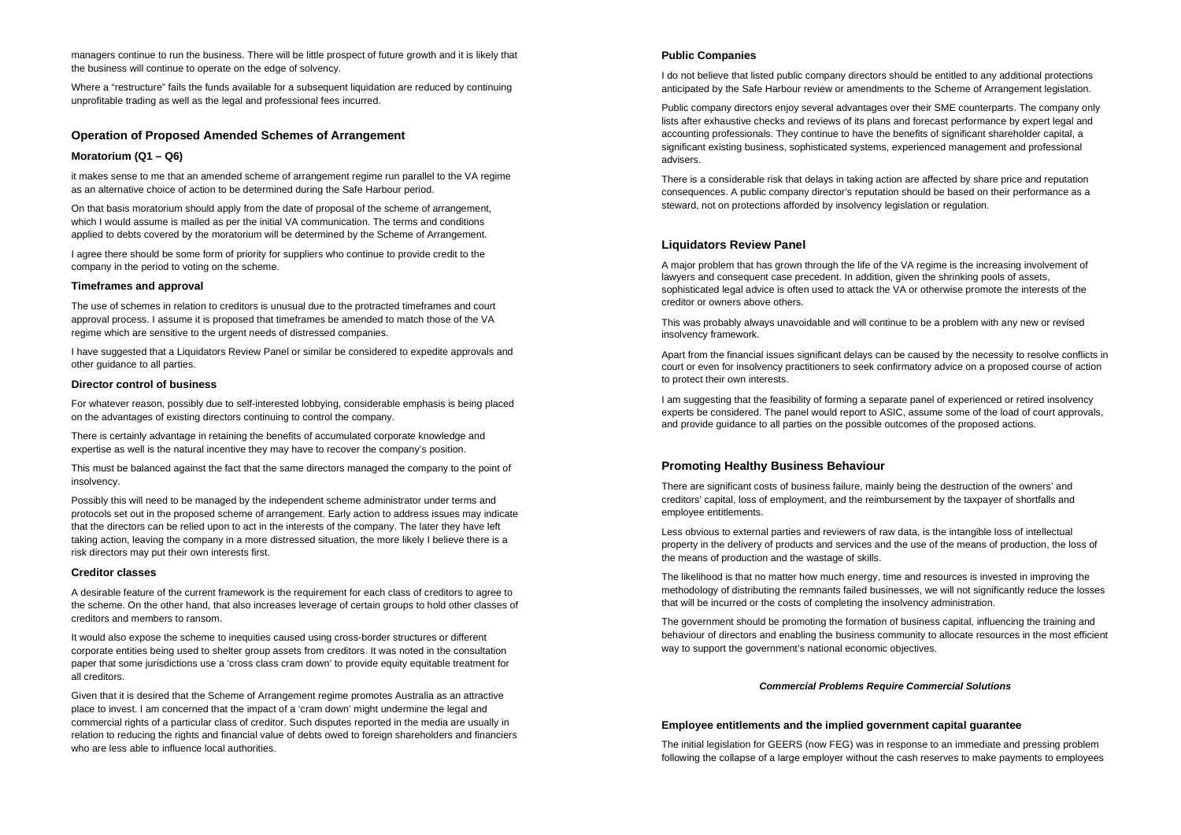managers continue to run the business. There will be little prospect of future growth and it is likely that the business will continue to operate on the edge of solvency.

Where a "restructure" fails the funds available for a subsequent liquidation are reduced by continuing unprofitable trading as well as the legal and professional fees incurred.

## Operation of Proposed Amended Schemes of Arrangement

### Moratorium (Q1 – Q6)

it makes sense to me that an amended scheme of arrangement regime run parallel to the VA regime as an alternative choice of action to be determined during the Safe Harbour period.

On that basis moratorium should apply from the date of proposal of the scheme of arrangement, which I would assume is mailed as per the initial VA communication. The terms and conditions applied to debts covered by the moratorium will be determined by the Scheme of Arrangement.

I agree there should be some form of priority for suppliers who continue to provide credit to the company in the period to voting on the scheme.

### Timeframes and approval

The use of schemes in relation to creditors is unusual due to the protracted timeframes and court approval process. I assume it is proposed that timeframes be amended to match those of the VA regime which are sensitive to the urgent needs of distressed companies.

I have suggested that a Liquidators Review Panel or similar be considered to expedite approvals and other guidance to all parties.

### Director control of business

For whatever reason, possibly due to self-interested lobbying, considerable emphasis is being placed on the advantages of existing directors continuing to control the company.

There is certainly advantage in retaining the benefits of accumulated corporate knowledge and expertise as well is the natural incentive they may have to recover the company's position.

This must be balanced against the fact that the same directors managed the company to the point of insolvency.

Possibly this will need to be managed by the independent scheme administrator under terms and protocols set out in the proposed scheme of arrangement. Early action to address issues may indicate that the directors can be relied upon to act in the interests of the company. The later they have left taking action, leaving the company in a more distressed situation, the more likely I believe there is a risk directors may put their own interests first.

### Creditor classes

A desirable feature of the current framework is the requirement for each class of creditors to agree to the scheme. On the other hand, that also increases leverage of certain groups to hold other classes of creditors and members to ransom.

It would also expose the scheme to inequities caused using cross-border structures or different corporate entities being used to shelter group assets from creditors. It was noted in the consultation paper that some jurisdictions use a 'cross class cram down' to provide equity equitable treatment for all creditors.

Given that it is desired that the Scheme of Arrangement regime promotes Australia as an attractive place to invest. I am concerned that the impact of a 'cram down' might undermine the legal and commercial rights of a particular class of creditor. Such disputes reported in the media are usually in relation to reducing the rights and financial value of debts owed to foreign shareholders and financiers who are less able to influence local authorities.

### Public Companies

I do not believe that listed public company directors should be entitled to any additional protections anticipated by the Safe Harbour review or amendments to the Scheme of Arrangement legislation.

Public company directors enjoy several advantages over their SME counterparts. The company only lists after exhaustive checks and reviews of its plans and forecast performance by expert legal and accounting professionals. They continue to have the benefits of significant shareholder capital, a significant existing business, sophisticated systems, experienced management and professional advisers.

There is a considerable risk that delays in taking action are affected by share price and reputation consequences. A public company director's reputation should be based on their performance as a steward, not on protections afforded by insolvency legislation or regulation.

## Liquidators Review Panel

A major problem that has grown through the life of the VA regime is the increasing involvement of lawyers and consequent case precedent. In addition, given the shrinking pools of assets, sophisticated legal advice is often used to attack the VA or otherwise promote the interests of the creditor or owners above others.

This was probably always unavoidable and will continue to be a problem with any new or revised insolvency framework.

Apart from the financial issues significant delays can be caused by the necessity to resolve conflicts in court or even for insolvency practitioners to seek confirmatory advice on a proposed course of action to protect their own interests.

I am suggesting that the feasibility of forming a separate panel of experienced or retired insolvency experts be considered. The panel would report to ASIC, assume some of the load of court approvals, and provide guidance to all parties on the possible outcomes of the proposed actions.

## Promoting Healthy Business Behaviour

There are significant costs of business failure, mainly being the destruction of the owners' and creditors' capital, loss of employment, and the reimbursement by the taxpayer of shortfalls and employee entitlements.

Less obvious to external parties and reviewers of raw data, is the intangible loss of intellectual property in the delivery of products and services and the use of the means of production, the loss of the means of production and the wastage of skills.

The likelihood is that no matter how much energy, time and resources is invested in improving the methodology of distributing the remnants failed businesses, we will not significantly reduce the losses that will be incurred or the costs of completing the insolvency administration.

The government should be promoting the formation of business capital, influencing the training and behaviour of directors and enabling the business community to allocate resources in the most efficient way to support the government's national economic objectives.

***Commercial Problems Require Commercial Solutions***

### Employee entitlements and the implied government capital guarantee

The initial legislation for GEERS (now FEG) was in response to an immediate and pressing problem following the collapse of a large employer without the cash reserves to make payments to employees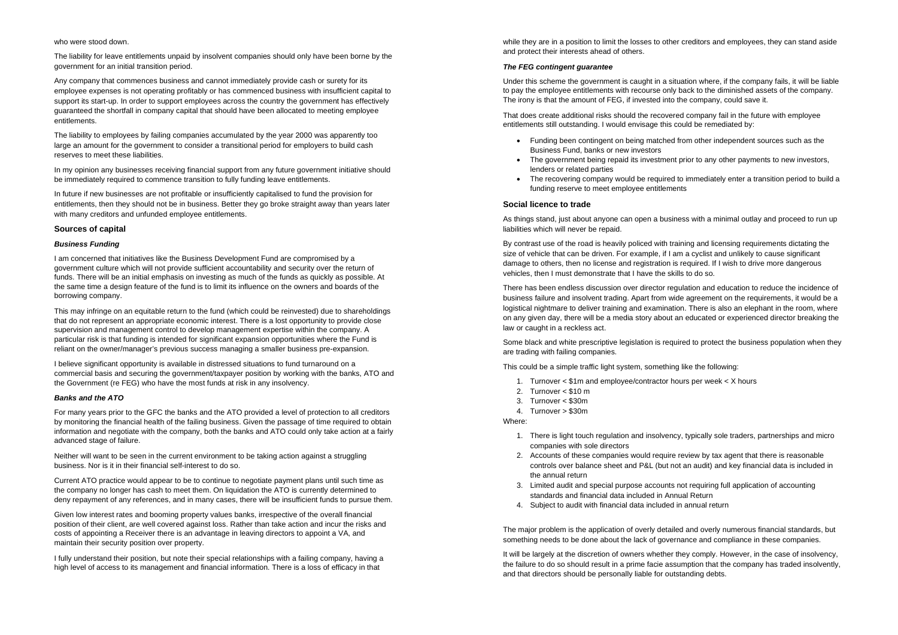who were stood down.

The liability for leave entitlements unpaid by insolvent companies should only have been borne by the government for an initial transition period.

Any company that commences business and cannot immediately provide cash or surety for its employee expenses is not operating profitably or has commenced business with insufficient capital to support its start-up. In order to support employees across the country the government has effectively guaranteed the shortfall in company capital that should have been allocated to meeting employee entitlements.

The liability to employees by failing companies accumulated by the year 2000 was apparently too large an amount for the government to consider a transitional period for employers to build cash reserves to meet these liabilities.

In my opinion any businesses receiving financial support from any future government initiative should be immediately required to commence transition to fully funding leave entitlements.

In future if new businesses are not profitable or insufficiently capitalised to fund the provision for entitlements, then they should not be in business. Better they go broke straight away than years later with many creditors and unfunded employee entitlements.

## Sources of capital

### *Business Funding*

I am concerned that initiatives like the Business Development Fund are compromised by a government culture which will not provide sufficient accountability and security over the return of funds. There will be an initial emphasis on investing as much of the funds as quickly as possible. At the same time a design feature of the fund is to limit its influence on the owners and boards of the borrowing company.

This may infringe on an equitable return to the fund (which could be reinvested) due to shareholdings that do not represent an appropriate economic interest. There is a lost opportunity to provide close supervision and management control to develop management expertise within the company. A particular risk is that funding is intended for significant expansion opportunities where the Fund is reliant on the owner/manager's previous success managing a smaller business pre-expansion.

I believe significant opportunity is available in distressed situations to fund turnaround on a commercial basis and securing the government/taxpayer position by working with the banks, ATO and the Government (re FEG) who have the most funds at risk in any insolvency.

### *Banks and the ATO*

For many years prior to the GFC the banks and the ATO provided a level of protection to all creditors by monitoring the financial health of the failing business. Given the passage of time required to obtain information and negotiate with the company, both the banks and ATO could only take action at a fairly advanced stage of failure.

Neither will want to be seen in the current environment to be taking action against a struggling business. Nor is it in their financial self-interest to do so.

Current ATO practice would appear to be to continue to negotiate payment plans until such time as the company no longer has cash to meet them. On liquidation the ATO is currently determined to deny repayment of any references, and in many cases, there will be insufficient funds to pursue them.

Given low interest rates and booming property values banks, irrespective of the overall financial position of their client, are well covered against loss. Rather than take action and incur the risks and costs of appointing a Receiver there is an advantage in leaving directors to appoint a VA, and maintain their security position over property.

I fully understand their position, but note their special relationships with a failing company, having a high level of access to its management and financial information. There is a loss of efficacy in that while they are in a position to limit the losses to other creditors and employees, they can stand aside and protect their interests ahead of others.

### *The FEG contingent guarantee*

Under this scheme the government is caught in a situation where, if the company fails, it will be liable to pay the employee entitlements with recourse only back to the diminished assets of the company. The irony is that the amount of FEG, if invested into the company, could save it.

That does create additional risks should the recovered company fail in the future with employee entitlements still outstanding. I would envisage this could be remediated by:

- Funding been contingent on being matched from other independent sources such as the Business Fund, banks or new investors
- The government being repaid its investment prior to any other payments to new investors, lenders or related parties
- The recovering company would be required to immediately enter a transition period to build a funding reserve to meet employee entitlements

## Social licence to trade

As things stand, just about anyone can open a business with a minimal outlay and proceed to run up liabilities which will never be repaid.

By contrast use of the road is heavily policed with training and licensing requirements dictating the size of vehicle that can be driven. For example, if I am a cyclist and unlikely to cause significant damage to others, then no license and registration is required. If I wish to drive more dangerous vehicles, then I must demonstrate that I have the skills to do so.

There has been endless discussion over director regulation and education to reduce the incidence of business failure and insolvent trading. Apart from wide agreement on the requirements, it would be a logistical nightmare to deliver training and examination. There is also an elephant in the room, where on any given day, there will be a media story about an educated or experienced director breaking the law or caught in a reckless act.

Some black and white prescriptive legislation is required to protect the business population when they are trading with failing companies.

This could be a simple traffic light system, something like the following:

1. Turnover < \$1m and employee/contractor hours per week < X hours
2. Turnover < \$10 m
3. Turnover < \$30m
4. Turnover > \$30m

Where:

1. There is light touch regulation and insolvency, typically sole traders, partnerships and micro companies with sole directors
2. Accounts of these companies would require review by tax agent that there is reasonable controls over balance sheet and P&L (but not an audit) and key financial data is included in the annual return
3. Limited audit and special purpose accounts not requiring full application of accounting standards and financial data included in Annual Return
4. Subject to audit with financial data included in annual return

The major problem is the application of overly detailed and overly numerous financial standards, but something needs to be done about the lack of governance and compliance in these companies.

It will be largely at the discretion of owners whether they comply. However, in the case of insolvency, the failure to do so should result in a prime facie assumption that the company has traded insolvently, and that directors should be personally liable for outstanding debts.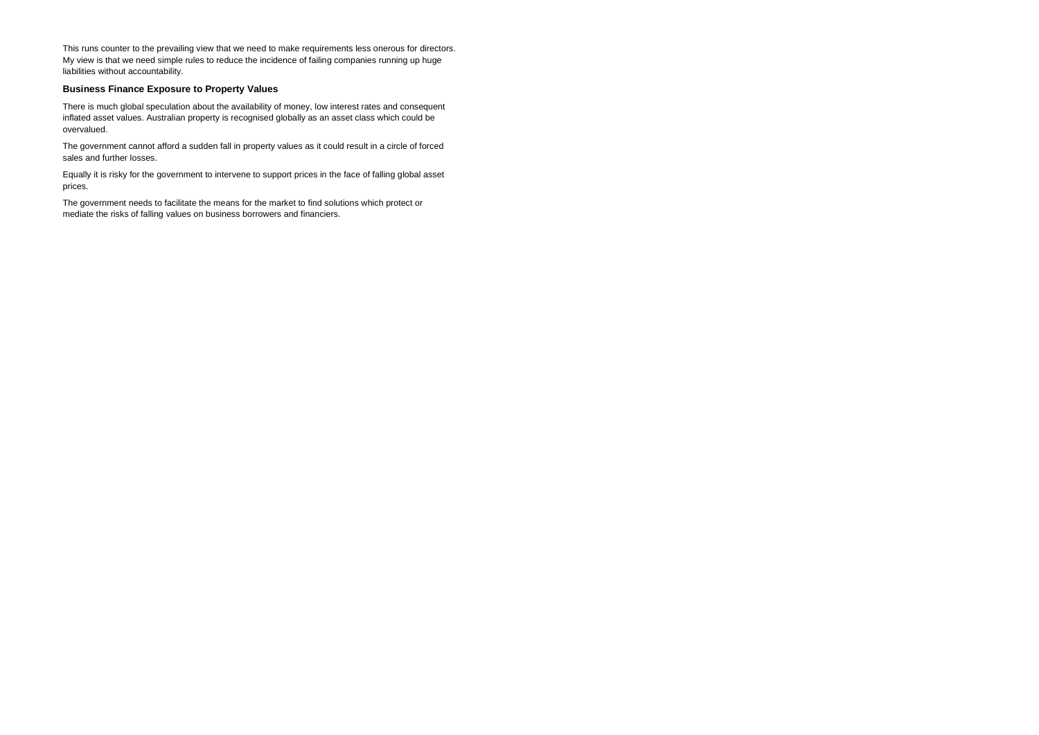This runs counter to the prevailing view that we need to make requirements less onerous for directors. My view is that we need simple rules to reduce the incidence of failing companies running up huge liabilities without accountability.

**Business Finance Exposure to Property Values**

There is much global speculation about the availability of money, low interest rates and consequent inflated asset values. Australian property is recognised globally as an asset class which could be overvalued.

The government cannot afford a sudden fall in property values as it could result in a circle of forced sales and further losses.

Equally it is risky for the government to intervene to support prices in the face of falling global asset prices.

The government needs to facilitate the means for the market to find solutions which protect or mediate the risks of falling values on business borrowers and financiers.